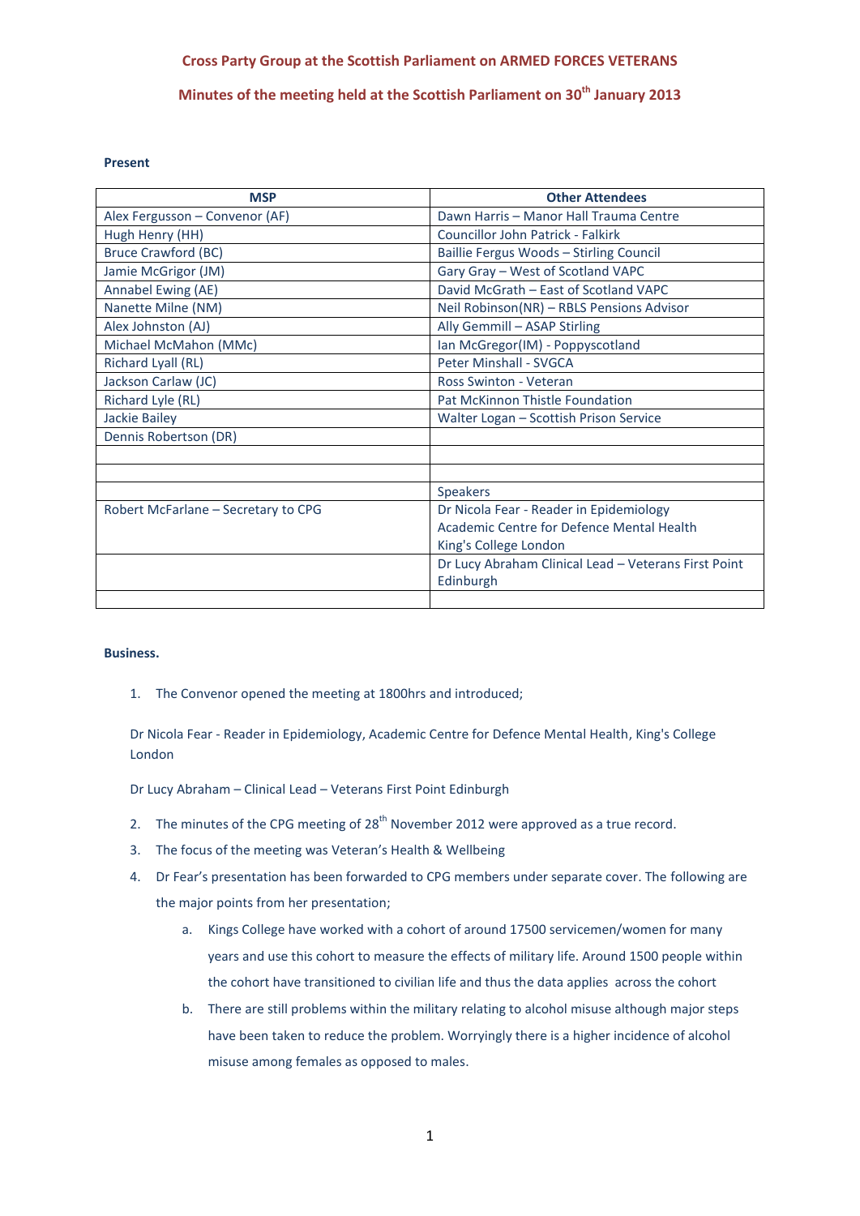**Cross Party Group at the Scottish Parliament on ARMED FORCES VETERANS**

**Minutes of the meeting held at the Scottish Parliament on 30th January 2013**

**Present**

| MSP | Other Attendees |
|---|---|
| Alex Fergusson – Convenor (AF) | Dawn Harris – Manor Hall Trauma Centre |
| Hugh Henry (HH) | Councillor John Patrick - Falkirk |
| Bruce Crawford (BC) | Baillie Fergus Woods – Stirling Council |
| Jamie McGrigor (JM) | Gary Gray – West of Scotland VAPC |
| Annabel Ewing (AE) | David McGrath – East of Scotland VAPC |
| Nanette Milne (NM) | Neil Robinson(NR) – RBLS Pensions Advisor |
| Alex Johnston (AJ) | Ally Gemmill – ASAP Stirling |
| Michael McMahon (MMc) | Ian McGregor(IM) - Poppyscotland |
| Richard Lyall (RL) | Peter Minshall - SVGCA |
| Jackson Carlaw (JC) | Ross Swinton - Veteran |
| Richard Lyle (RL) | Pat McKinnon Thistle Foundation |
| Jackie Bailey | Walter Logan – Scottish Prison Service |
| Dennis Robertson (DR) | |
| | |
| | |
| | Speakers |
| Robert McFarlane – Secretary to CPG | Dr Nicola Fear - Reader in Epidemiology Academic Centre for Defence Mental Health King's College London |
| | Dr Lucy Abraham Clinical Lead – Veterans First Point Edinburgh |
| | |

**Business.**

1. The Convenor opened the meeting at 1800hrs and introduced;

Dr Nicola Fear - Reader in Epidemiology, Academic Centre for Defence Mental Health, King's College London

Dr Lucy Abraham – Clinical Lead – Veterans First Point Edinburgh

2. The minutes of the CPG meeting of 28th November 2012 were approved as a true record.
3. The focus of the meeting was Veteran's Health & Wellbeing
4. Dr Fear's presentation has been forwarded to CPG members under separate cover. The following are the major points from her presentation;
    a. Kings College have worked with a cohort of around 17500 servicemen/women for many years and use this cohort to measure the effects of military life. Around 1500 people within the cohort have transitioned to civilian life and thus the data applies across the cohort
    b. There are still problems within the military relating to alcohol misuse although major steps have been taken to reduce the problem. Worryingly there is a higher incidence of alcohol misuse among females as opposed to males.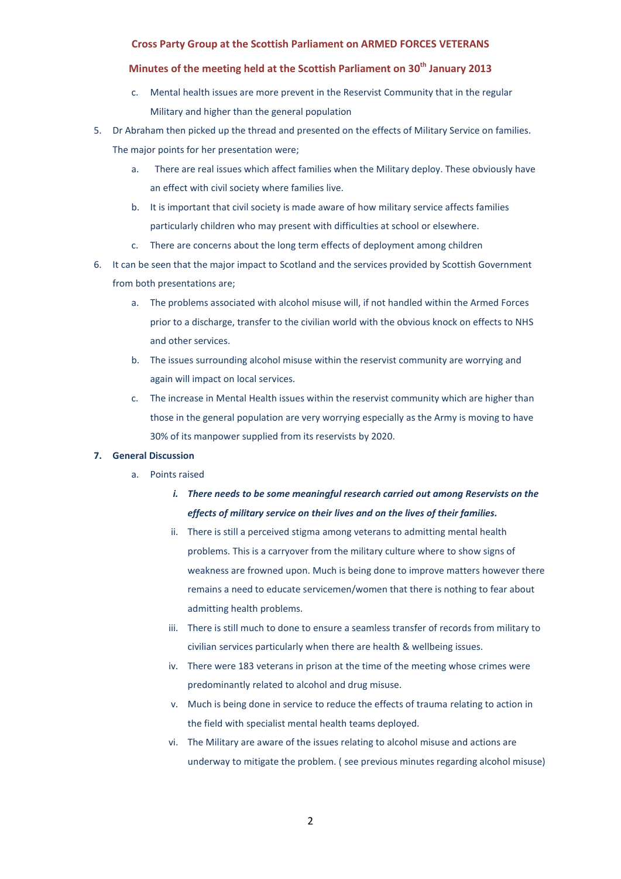**Cross Party Group at the Scottish Parliament on ARMED FORCES VETERANS**

**Minutes of the meeting held at the Scottish Parliament on 30th January 2013**

   c. Mental health issues are more prevent in the Reservist Community that in the regular Military and higher than the general population

5. Dr Abraham then picked up the thread and presented on the effects of Military Service on families. The major points for her presentation were;

   a. There are real issues which affect families when the Military deploy. These obviously have an effect with civil society where families live.

   b. It is important that civil society is made aware of how military service affects families particularly children who may present with difficulties at school or elsewhere.

   c. There are concerns about the long term effects of deployment among children

6. It can be seen that the major impact to Scotland and the services provided by Scottish Government from both presentations are;

   a. The problems associated with alcohol misuse will, if not handled within the Armed Forces prior to a discharge, transfer to the civilian world with the obvious knock on effects to NHS and other services.

   b. The issues surrounding alcohol misuse within the reservist community are worrying and again will impact on local services.

   c. The increase in Mental Health issues within the reservist community which are higher than those in the general population are very worrying especially as the Army is moving to have 30% of its manpower supplied from its reservists by 2020.

**7. General Discussion**

   a. Points raised

      i. ***There needs to be some meaningful research carried out among Reservists on the effects of military service on their lives and on the lives of their families.***

      ii. There is still a perceived stigma among veterans to admitting mental health problems. This is a carryover from the military culture where to show signs of weakness are frowned upon. Much is being done to improve matters however there remains a need to educate servicemen/women that there is nothing to fear about admitting health problems.

      iii. There is still much to done to ensure a seamless transfer of records from military to civilian services particularly when there are health & wellbeing issues.

      iv. There were 183 veterans in prison at the time of the meeting whose crimes were predominantly related to alcohol and drug misuse.

      v. Much is being done in service to reduce the effects of trauma relating to action in the field with specialist mental health teams deployed.

      vi. The Military are aware of the issues relating to alcohol misuse and actions are underway to mitigate the problem. ( see previous minutes regarding alcohol misuse)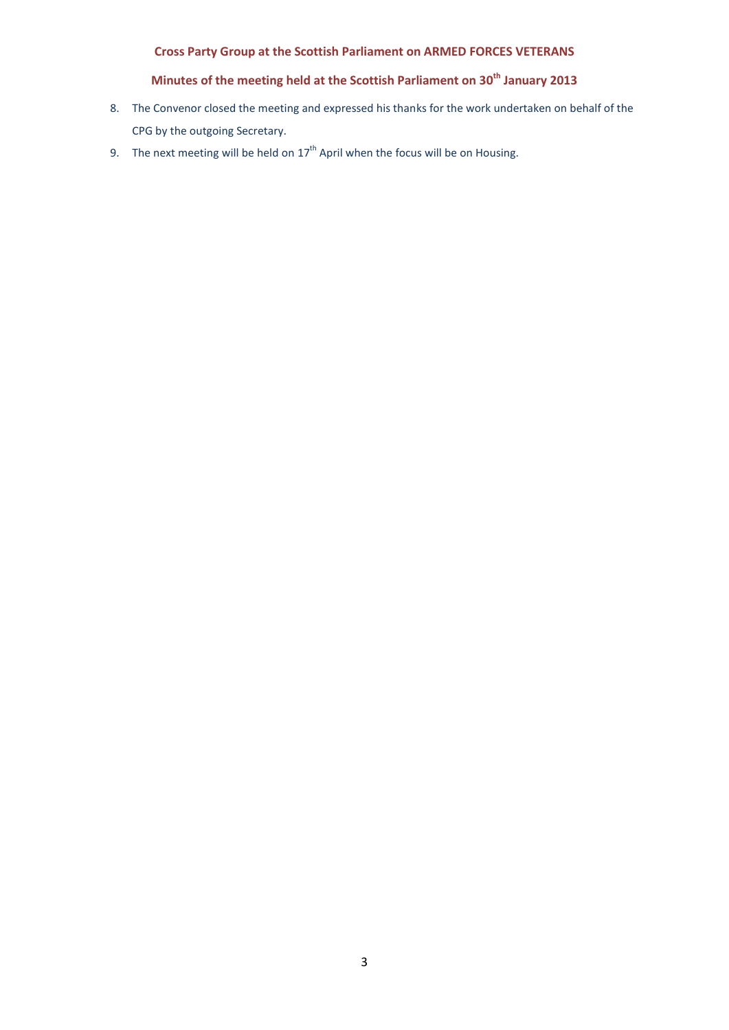8. The Convenor closed the meeting and expressed his thanks for the work undertaken on behalf of the CPG by the outgoing Secretary.
9. The next meeting will be held on 17th April when the focus will be on Housing.